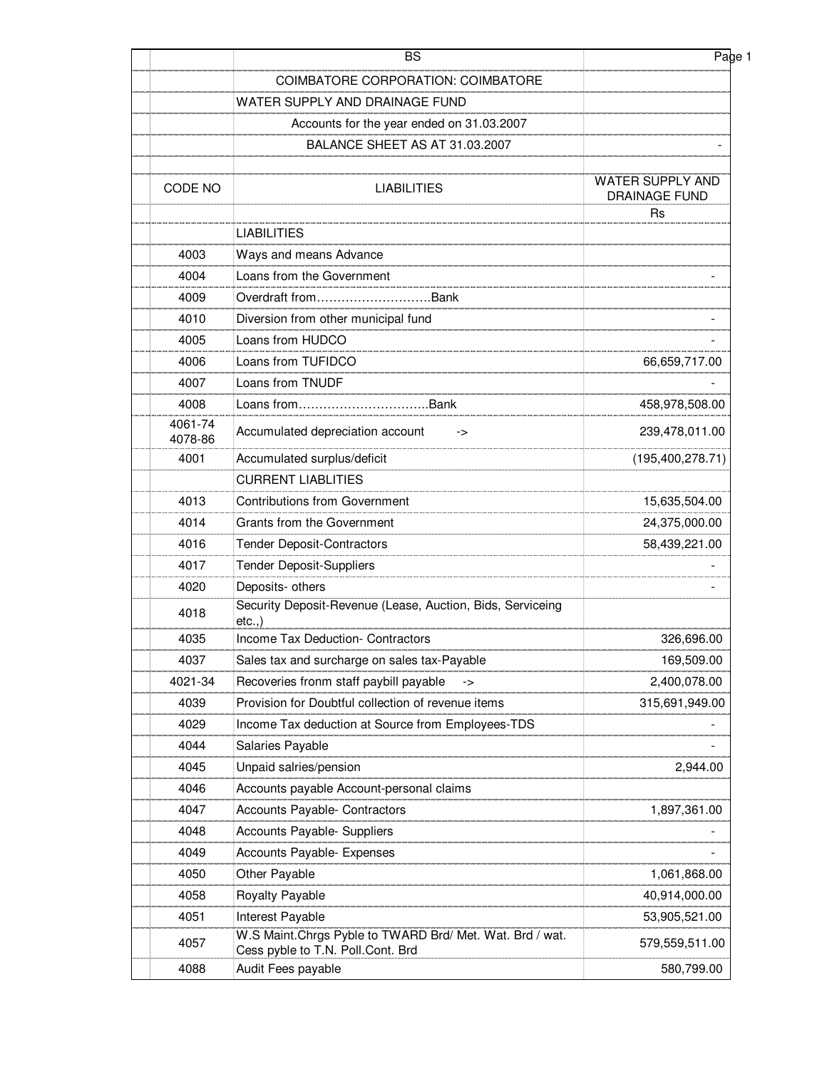BS

COIMBATORE CORPORATION: COIMBATORE

WATER SUPPLY AND DRAINAGE FUND

Accounts for the year ended on 31.03.2007

BALANCE SHEET AS AT 31.03.2007

| CODE NO | LIABILITIES | WATER SUPPLY AND DRAINAGE FUND |
|---|---|---|
| | | Rs |
| | LIABILITIES | |
| 4003 | Ways and means Advance | |
| 4004 | Loans from the Government | - |
| 4009 | Overdraft from……………………….Bank | |
| 4010 | Diversion from other municipal fund | - |
| 4005 | Loans from HUDCO | - |
| 4006 | Loans from TUFIDCO | 66,659,717.00 |
| 4007 | Loans from TNUDF | - |
| 4008 | Loans from…………………………..Bank | 458,978,508.00 |
| 4061-74 4078-86 | Accumulated depreciation account -> | 239,478,011.00 |
| 4001 | Accumulated surplus/deficit | (195,400,278.71) |
| | CURRENT LIABLITIES | |
| 4013 | Contributions from Government | 15,635,504.00 |
| 4014 | Grants from the Government | 24,375,000.00 |
| 4016 | Tender Deposit-Contractors | 58,439,221.00 |
| 4017 | Tender Deposit-Suppliers | - |
| 4020 | Deposits- others | - |
| 4018 | Security Deposit-Revenue (Lease, Auction, Bids, Serviceing etc.,) | |
| 4035 | Income Tax Deduction- Contractors | 326,696.00 |
| 4037 | Sales tax and surcharge on sales tax-Payable | 169,509.00 |
| 4021-34 | Recoveries fronm staff paybill payable -> | 2,400,078.00 |
| 4039 | Provision for Doubtful collection of revenue items | 315,691,949.00 |
| 4029 | Income Tax deduction at Source from Employees-TDS | - |
| 4044 | Salaries Payable | - |
| 4045 | Unpaid salries/pension | 2,944.00 |
| 4046 | Accounts payable Account-personal claims | |
| 4047 | Accounts Payable- Contractors | 1,897,361.00 |
| 4048 | Accounts Payable- Suppliers | - |
| 4049 | Accounts Payable- Expenses | - |
| 4050 | Other Payable | 1,061,868.00 |
| 4058 | Royalty Payable | 40,914,000.00 |
| 4051 | Interest Payable | 53,905,521.00 |
| 4057 | W.S Maint.Chrgs Pyble to TWARD Brd/ Met. Wat. Brd / wat. Cess pyble to T.N. Poll.Cont. Brd | 579,559,511.00 |
| 4088 | Audit Fees payable | 580,799.00 |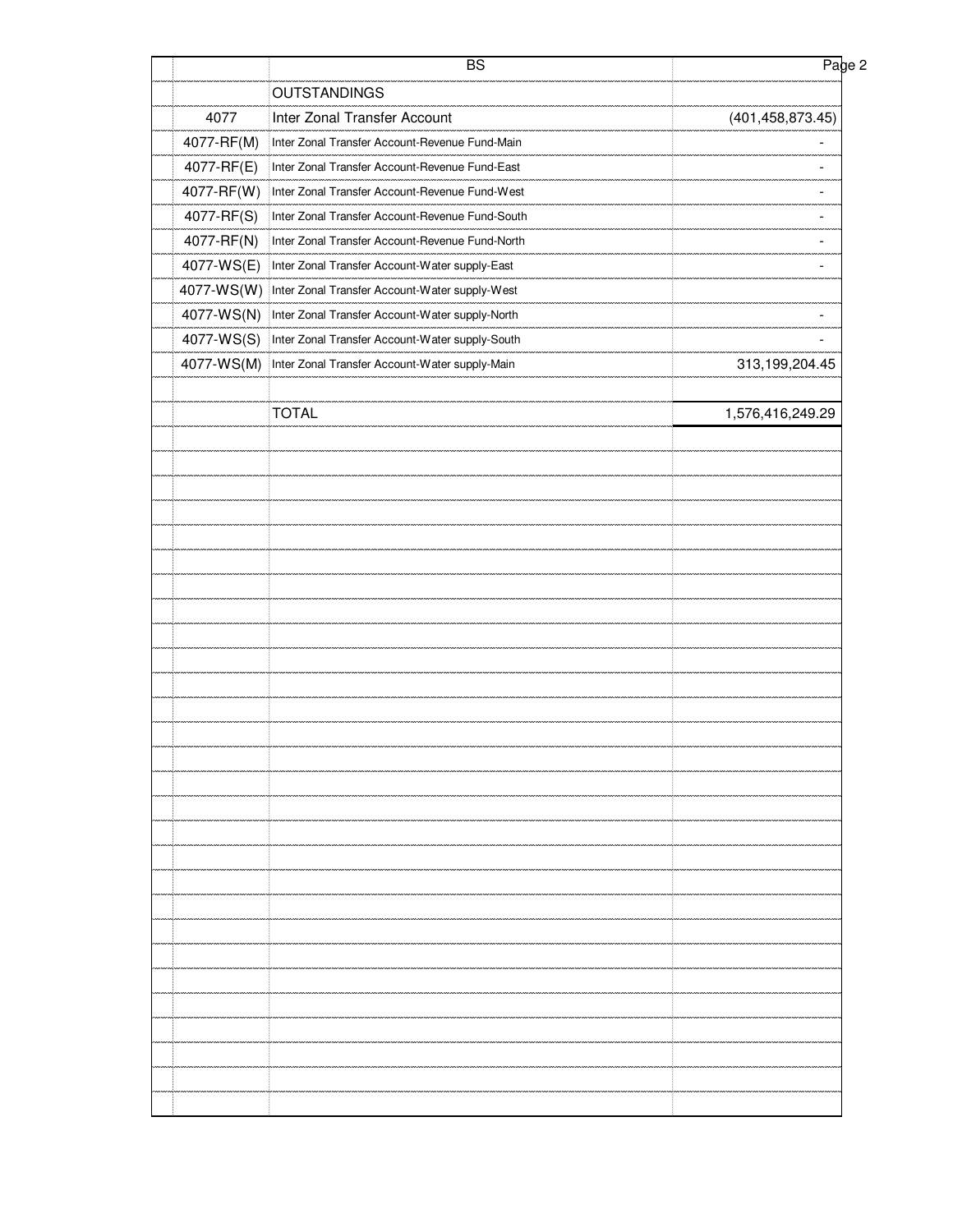| | BS | |
|---|---|---|
| | OUTSTANDINGS | |
| 4077 | Inter Zonal Transfer Account | (401,458,873.45) |
| 4077-RF(M) | Inter Zonal Transfer Account-Revenue Fund-Main | - |
| 4077-RF(E) | Inter Zonal Transfer Account-Revenue Fund-East | - |
| 4077-RF(W) | Inter Zonal Transfer Account-Revenue Fund-West | - |
| 4077-RF(S) | Inter Zonal Transfer Account-Revenue Fund-South | - |
| 4077-RF(N) | Inter Zonal Transfer Account-Revenue Fund-North | - |
| 4077-WS(E) | Inter Zonal Transfer Account-Water supply-East | - |
| 4077-WS(W) | Inter Zonal Transfer Account-Water supply-West | |
| 4077-WS(N) | Inter Zonal Transfer Account-Water supply-North | - |
| 4077-WS(S) | Inter Zonal Transfer Account-Water supply-South | - |
| 4077-WS(M) | Inter Zonal Transfer Account-Water supply-Main | 313,199,204.45 |
| | | |
| | TOTAL | 1,576,416,249.29 |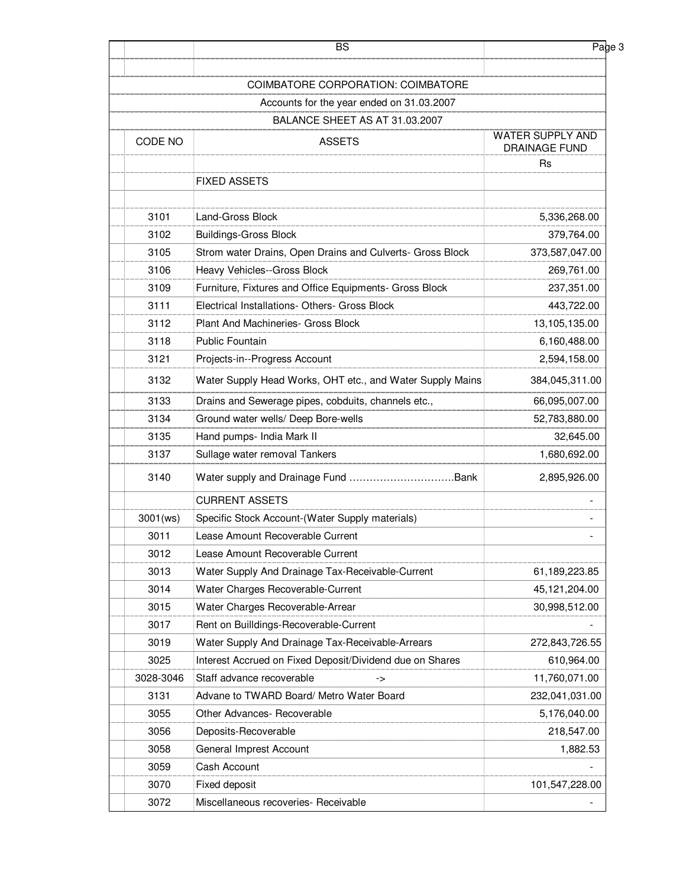COIMBATORE CORPORATION: COIMBATORE

Accounts for the year ended on 31.03.2007

BALANCE SHEET AS AT 31.03.2007

| CODE NO | ASSETS | WATER SUPPLY AND DRAINAGE FUND |
|---|---|---|
| | | Rs |
| | FIXED ASSETS | |
| | | |
| 3101 | Land-Gross Block | 5,336,268.00 |
| 3102 | Buildings-Gross Block | 379,764.00 |
| 3105 | Strom water Drains, Open Drains and Culverts- Gross Block | 373,587,047.00 |
| 3106 | Heavy Vehicles--Gross Block | 269,761.00 |
| 3109 | Furniture, Fixtures and Office Equipments- Gross Block | 237,351.00 |
| 3111 | Electrical Installations- Others- Gross Block | 443,722.00 |
| 3112 | Plant And Machineries- Gross Block | 13,105,135.00 |
| 3118 | Public Fountain | 6,160,488.00 |
| 3121 | Projects-in--Progress Account | 2,594,158.00 |
| 3132 | Water Supply Head Works, OHT etc., and Water Supply Mains | 384,045,311.00 |
| 3133 | Drains and Sewerage pipes, cobduits, channels etc., | 66,095,007.00 |
| 3134 | Ground water wells/ Deep Bore-wells | 52,783,880.00 |
| 3135 | Hand pumps- India Mark II | 32,645.00 |
| 3137 | Sullage water removal Tankers | 1,680,692.00 |
| 3140 | Water supply and Drainage Fund ……………………………Bank | 2,895,926.00 |
| | CURRENT ASSETS | - |
| 3001(ws) | Specific Stock Account-(Water Supply materials) | - |
| 3011 | Lease Amount Recoverable Current | - |
| 3012 | Lease Amount Recoverable Current | |
| 3013 | Water Supply And Drainage Tax-Receivable-Current | 61,189,223.85 |
| 3014 | Water Charges Recoverable-Current | 45,121,204.00 |
| 3015 | Water Charges Recoverable-Arrear | 30,998,512.00 |
| 3017 | Rent on BuiILdings-Recoverable-Current | - |
| 3019 | Water Supply And Drainage Tax-Receivable-Arrears | 272,843,726.55 |
| 3025 | Interest Accrued on Fixed Deposit/Dividend due on Shares | 610,964.00 |
| 3028-3046 | Staff advance recoverable -> | 11,760,071.00 |
| 3131 | Advane to TWARD Board/ Metro Water Board | 232,041,031.00 |
| 3055 | Other Advances- Recoverable | 5,176,040.00 |
| 3056 | Deposits-Recoverable | 218,547.00 |
| 3058 | General Imprest Account | 1,882.53 |
| 3059 | Cash Account | - |
| 3070 | Fixed deposit | 101,547,228.00 |
| 3072 | Miscellaneous recoveries- Receivable | - |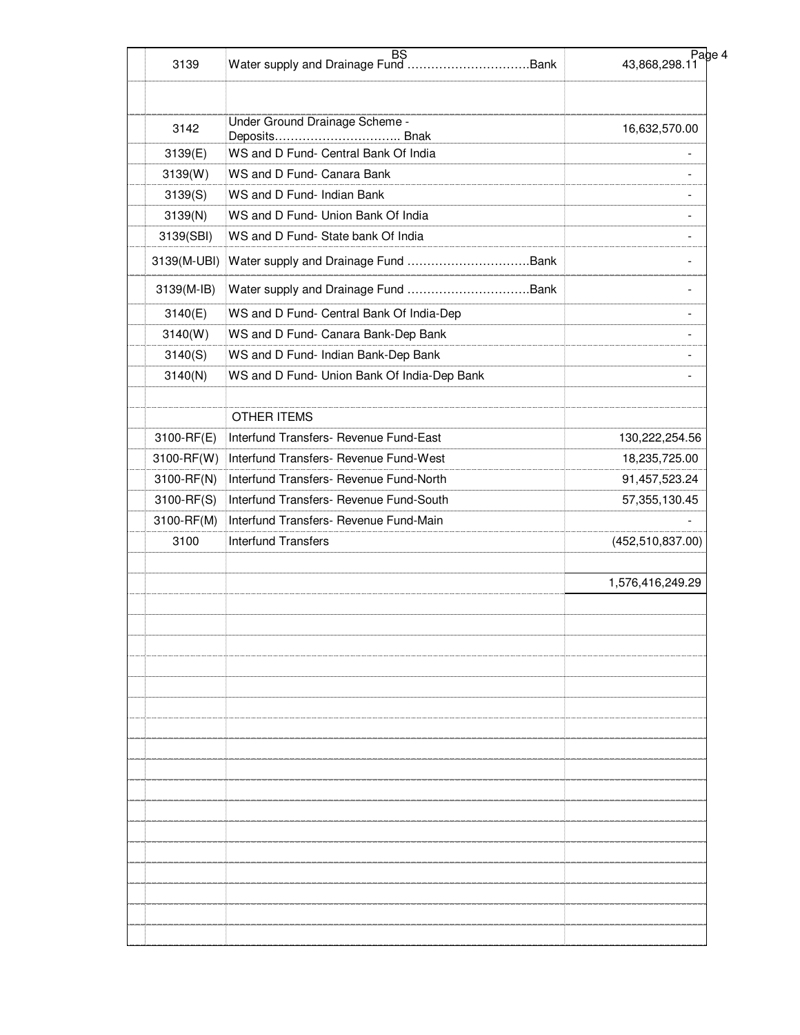| | | |
|---|---|---|
| 3139 | Water supply and Drainage Fund ………………………….Bank | 43,868,298.11 |
| | | |
| 3142 | Under Ground Drainage Scheme - Deposits………………………….. Bnak | 16,632,570.00 |
| 3139(E) | WS and D Fund- Central Bank Of India | - |
| 3139(W) | WS and D Fund- Canara Bank | - |
| 3139(S) | WS and D Fund- Indian Bank | - |
| 3139(N) | WS and D Fund- Union Bank Of India | - |
| 3139(SBI) | WS and D Fund- State bank Of India | - |
| 3139(M-UBI) | Water supply and Drainage Fund ………………………….Bank | - |
| 3139(M-IB) | Water supply and Drainage Fund ………………………….Bank | - |
| 3140(E) | WS and D Fund- Central Bank Of India-Dep | - |
| 3140(W) | WS and D Fund- Canara Bank-Dep Bank | - |
| 3140(S) | WS and D Fund- Indian Bank-Dep Bank | - |
| 3140(N) | WS and D Fund- Union Bank Of India-Dep Bank | - |
| | | |
| | OTHER ITEMS | |
| 3100-RF(E) | Interfund Transfers- Revenue Fund-East | 130,222,254.56 |
| 3100-RF(W) | Interfund Transfers- Revenue Fund-West | 18,235,725.00 |
| 3100-RF(N) | Interfund Transfers- Revenue Fund-North | 91,457,523.24 |
| 3100-RF(S) | Interfund Transfers- Revenue Fund-South | 57,355,130.45 |
| 3100-RF(M) | Interfund Transfers- Revenue Fund-Main | - |
| 3100 | Interfund Transfers | (452,510,837.00) |
| | | |
| | | 1,576,416,249.29 |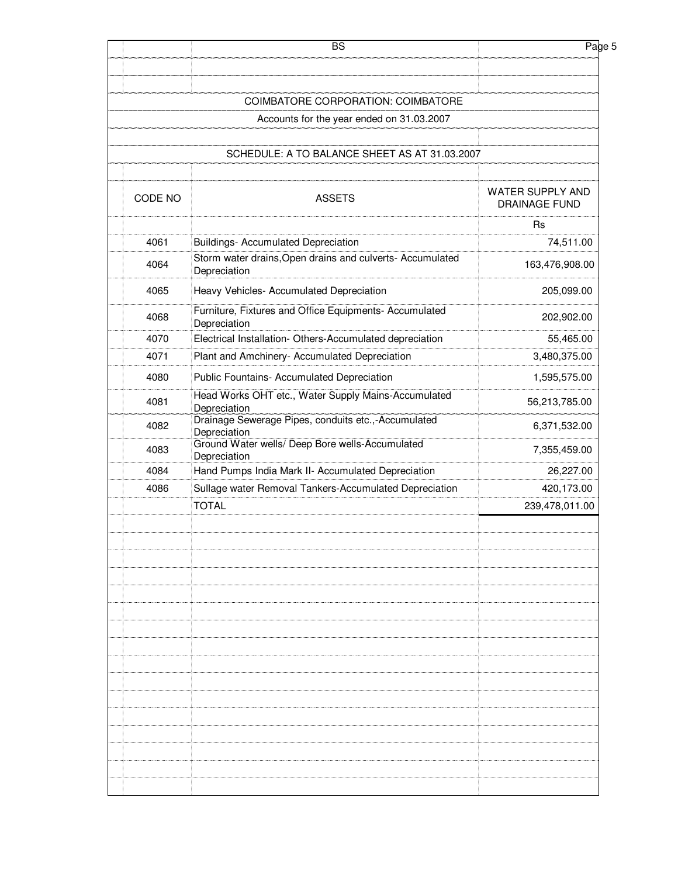BS

COIMBATORE CORPORATION: COIMBATORE

Accounts for the year ended on 31.03.2007

SCHEDULE: A TO BALANCE SHEET AS AT 31.03.2007

| CODE NO | ASSETS | WATER SUPPLY AND DRAINAGE FUND |
|---|---|---|
| | | Rs |
| 4061 | Buildings- Accumulated Depreciation | 74,511.00 |
| 4064 | Storm water drains,Open drains and culverts- Accumulated Depreciation | 163,476,908.00 |
| 4065 | Heavy Vehicles- Accumulated Depreciation | 205,099.00 |
| 4068 | Furniture, Fixtures and Office Equipments- Accumulated Depreciation | 202,902.00 |
| 4070 | Electrical Installation- Others-Accumulated depreciation | 55,465.00 |
| 4071 | Plant and Amchinery- Accumulated Depreciation | 3,480,375.00 |
| 4080 | Public Fountains- Accumulated Depreciation | 1,595,575.00 |
| 4081 | Head Works OHT etc., Water Supply Mains-Accumulated Depreciation | 56,213,785.00 |
| 4082 | Drainage Sewerage Pipes, conduits etc.,-Accumulated Depreciation | 6,371,532.00 |
| 4083 | Ground Water wells/ Deep Bore wells-Accumulated Depreciation | 7,355,459.00 |
| 4084 | Hand Pumps India Mark II- Accumulated Depreciation | 26,227.00 |
| 4086 | Sullage water Removal Tankers-Accumulated Depreciation | 420,173.00 |
| | TOTAL | 239,478,011.00 |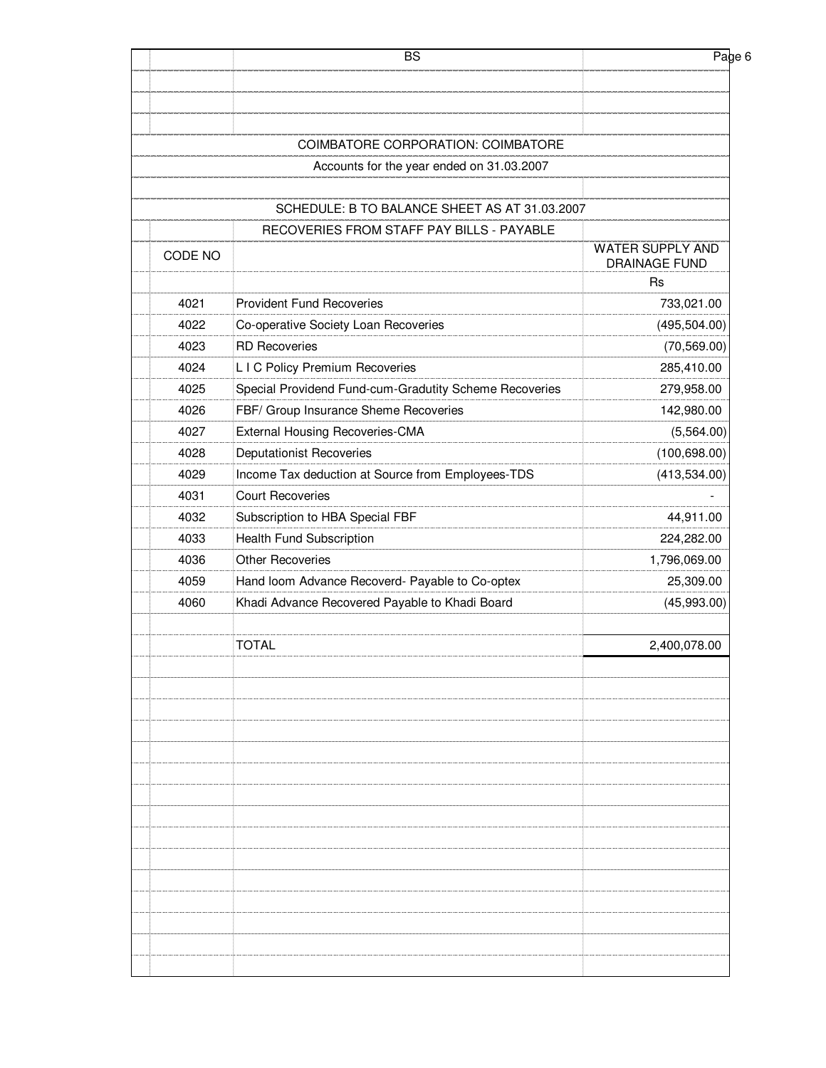BS

## COIMBATORE CORPORATION: COIMBATORE

Accounts for the year ended on 31.03.2007

### SCHEDULE: B TO BALANCE SHEET AS AT 31.03.2007

RECOVERIES FROM STAFF PAY BILLS - PAYABLE

| CODE NO | | WATER SUPPLY AND DRAINAGE FUND |
|---|---|---|
| | | Rs |
| 4021 | Provident Fund Recoveries | 733,021.00 |
| 4022 | Co-operative Society Loan Recoveries | (495,504.00) |
| 4023 | RD Recoveries | (70,569.00) |
| 4024 | L I C Policy Premium Recoveries | 285,410.00 |
| 4025 | Special Providend Fund-cum-Gradutity Scheme Recoveries | 279,958.00 |
| 4026 | FBF/ Group Insurance Sheme Recoveries | 142,980.00 |
| 4027 | External Housing Recoveries-CMA | (5,564.00) |
| 4028 | Deputationist Recoveries | (100,698.00) |
| 4029 | Income Tax deduction at Source from Employees-TDS | (413,534.00) |
| 4031 | Court Recoveries | - |
| 4032 | Subscription to HBA Special FBF | 44,911.00 |
| 4033 | Health Fund Subscription | 224,282.00 |
| 4036 | Other Recoveries | 1,796,069.00 |
| 4059 | Hand loom Advance Recoverd- Payable to Co-optex | 25,309.00 |
| 4060 | Khadi Advance Recovered Payable to Khadi Board | (45,993.00) |
| | TOTAL | 2,400,078.00 |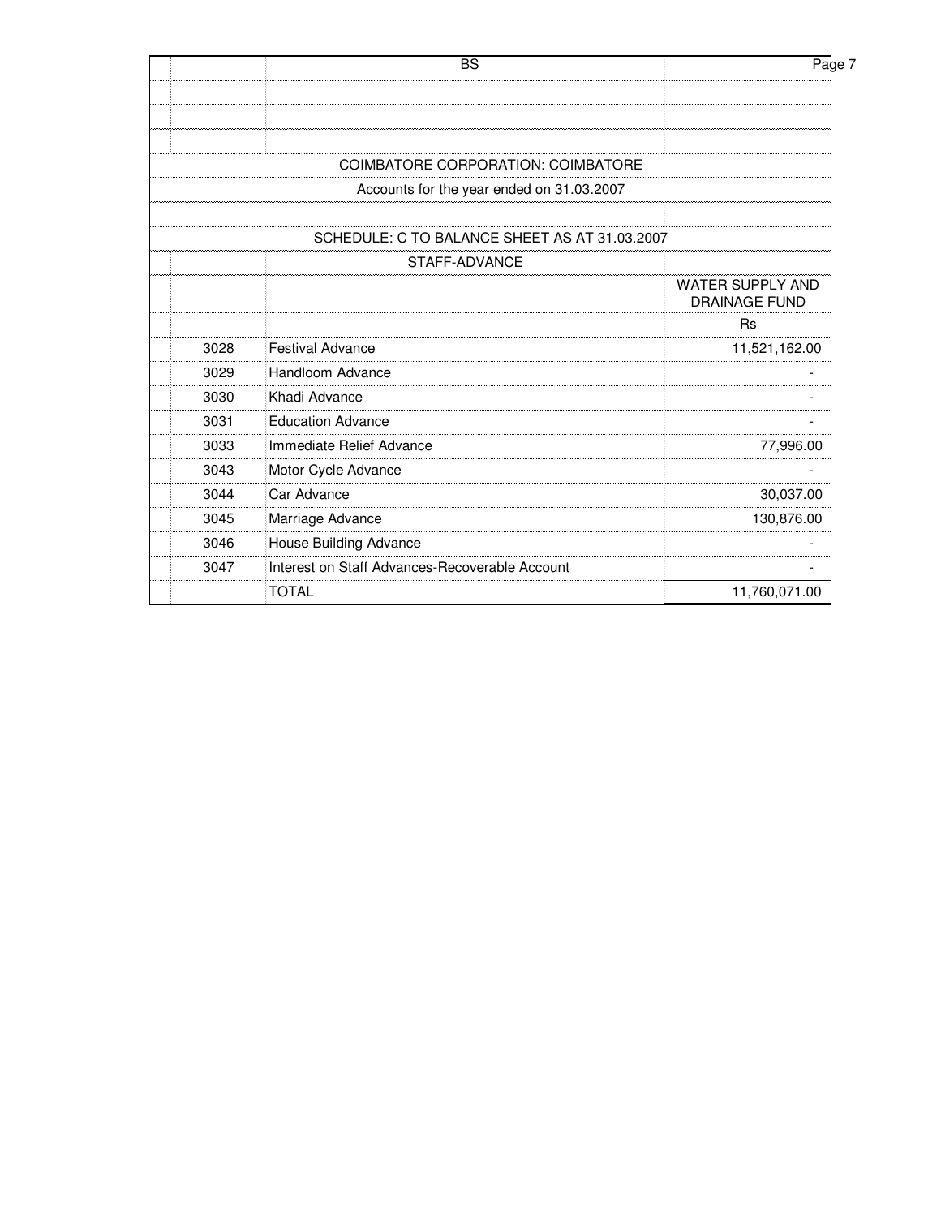## COIMBATORE CORPORATION: COIMBATORE

Accounts for the year ended on 31.03.2007

### SCHEDULE: C TO BALANCE SHEET AS AT 31.03.2007

STAFF-ADVANCE

| | | WATER SUPPLY AND DRAINAGE FUND |
|---|---|---|
| | | Rs |
| 3028 | Festival Advance | 11,521,162.00 |
| 3029 | Handloom Advance | - |
| 3030 | Khadi Advance | - |
| 3031 | Education Advance | - |
| 3033 | Immediate Relief Advance | 77,996.00 |
| 3043 | Motor Cycle Advance | - |
| 3044 | Car Advance | 30,037.00 |
| 3045 | Marriage Advance | 130,876.00 |
| 3046 | House Building Advance | - |
| 3047 | Interest on Staff Advances-Recoverable Account | - |
| | TOTAL | 11,760,071.00 |